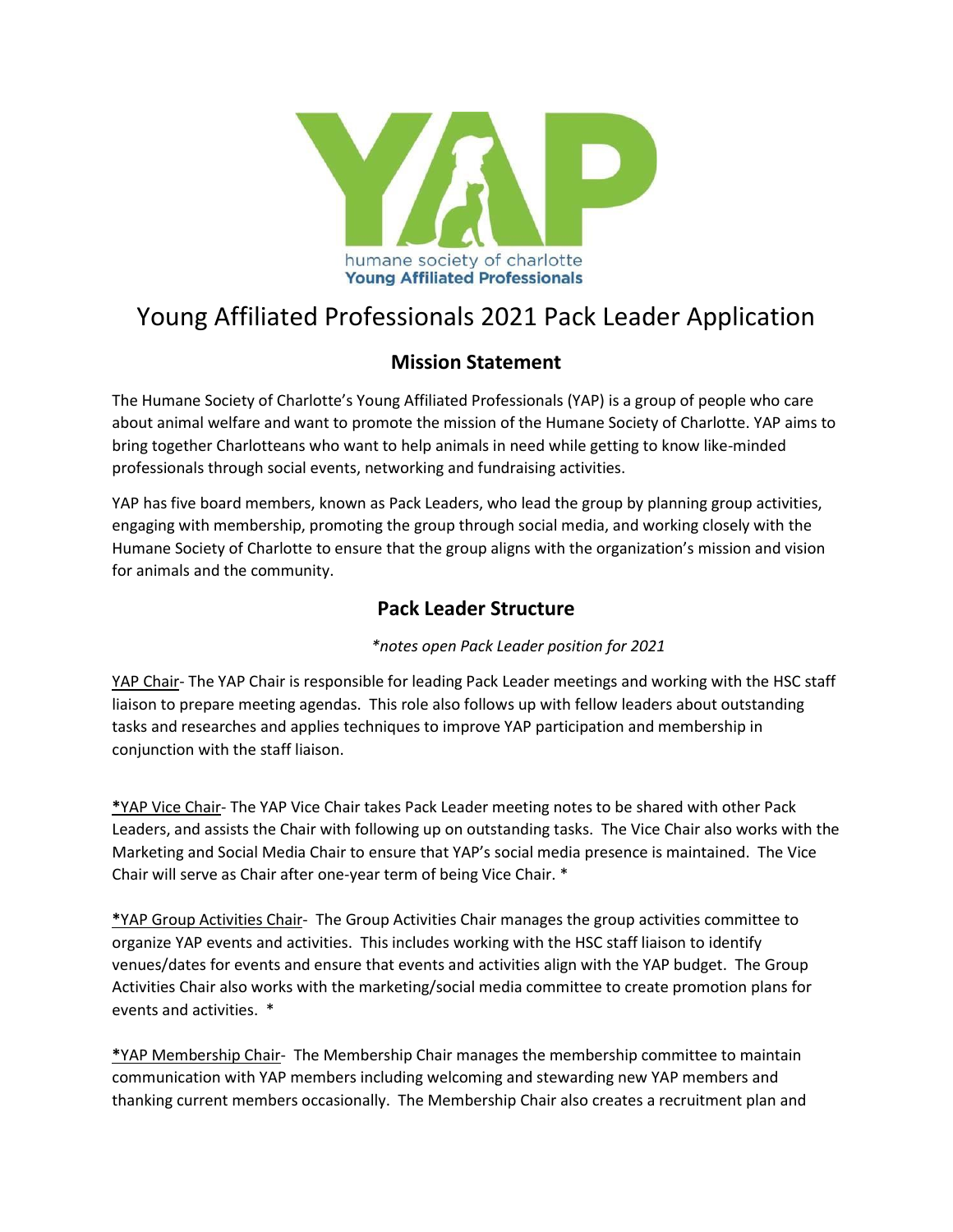humane society of charlotte
**Young Affiliated Professionals**

# Young Affiliated Professionals 2021 Pack Leader Application

## Mission Statement

The Humane Society of Charlotte's Young Affiliated Professionals (YAP) is a group of people who care about animal welfare and want to promote the mission of the Humane Society of Charlotte. YAP aims to bring together Charlotteans who want to help animals in need while getting to know like-minded professionals through social events, networking and fundraising activities.

YAP has five board members, known as Pack Leaders, who lead the group by planning group activities, engaging with membership, promoting the group through social media, and working closely with the Humane Society of Charlotte to ensure that the group aligns with the organization's mission and vision for animals and the community.

## Pack Leader Structure

*\*notes open Pack Leader position for 2021*

<u>YAP Chair</u>- The YAP Chair is responsible for leading Pack Leader meetings and working with the HSC staff liaison to prepare meeting agendas. This role also follows up with fellow leaders about outstanding tasks and researches and applies techniques to improve YAP participation and membership in conjunction with the staff liaison.

**\***<u>YAP Vice Chair</u>- The YAP Vice Chair takes Pack Leader meeting notes to be shared with other Pack Leaders, and assists the Chair with following up on outstanding tasks. The Vice Chair also works with the Marketing and Social Media Chair to ensure that YAP's social media presence is maintained. The Vice Chair will serve as Chair after one-year term of being Vice Chair. *

**\***<u>YAP Group Activities Chair</u>- The Group Activities Chair manages the group activities committee to organize YAP events and activities. This includes working with the HSC staff liaison to identify venues/dates for events and ensure that events and activities align with the YAP budget. The Group Activities Chair also works with the marketing/social media committee to create promotion plans for events and activities. *

**\***<u>YAP Membership Chair</u>- The Membership Chair manages the membership committee to maintain communication with YAP members including welcoming and stewarding new YAP members and thanking current members occasionally. The Membership Chair also creates a recruitment plan and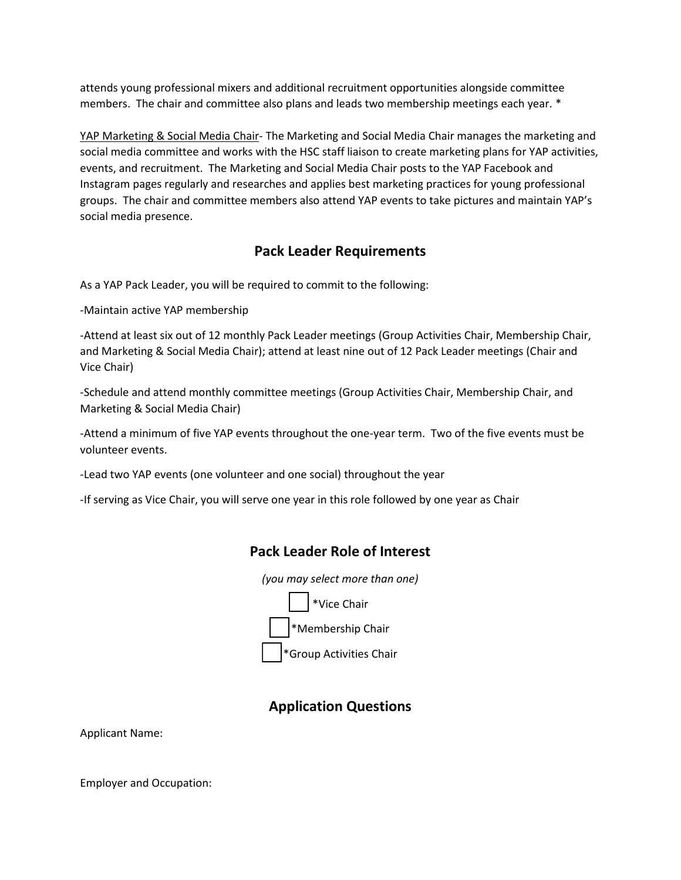attends young professional mixers and additional recruitment opportunities alongside committee members. The chair and committee also plans and leads two membership meetings each year. *

<u>YAP Marketing & Social Media Chair</u>- The Marketing and Social Media Chair manages the marketing and social media committee and works with the HSC staff liaison to create marketing plans for YAP activities, events, and recruitment. The Marketing and Social Media Chair posts to the YAP Facebook and Instagram pages regularly and researches and applies best marketing practices for young professional groups. The chair and committee members also attend YAP events to take pictures and maintain YAP's social media presence.

## Pack Leader Requirements

As a YAP Pack Leader, you will be required to commit to the following:

-Maintain active YAP membership

-Attend at least six out of 12 monthly Pack Leader meetings (Group Activities Chair, Membership Chair, and Marketing & Social Media Chair); attend at least nine out of 12 Pack Leader meetings (Chair and Vice Chair)

-Schedule and attend monthly committee meetings (Group Activities Chair, Membership Chair, and Marketing & Social Media Chair)

-Attend a minimum of five YAP events throughout the one-year term. Two of the five events must be volunteer events.

-Lead two YAP events (one volunteer and one social) throughout the year

-If serving as Vice Chair, you will serve one year in this role followed by one year as Chair

## Pack Leader Role of Interest

*(you may select more than one)*

- [ ] *Vice Chair
- [ ] *Membership Chair
- [ ] *Group Activities Chair

## Application Questions

Applicant Name:

Employer and Occupation: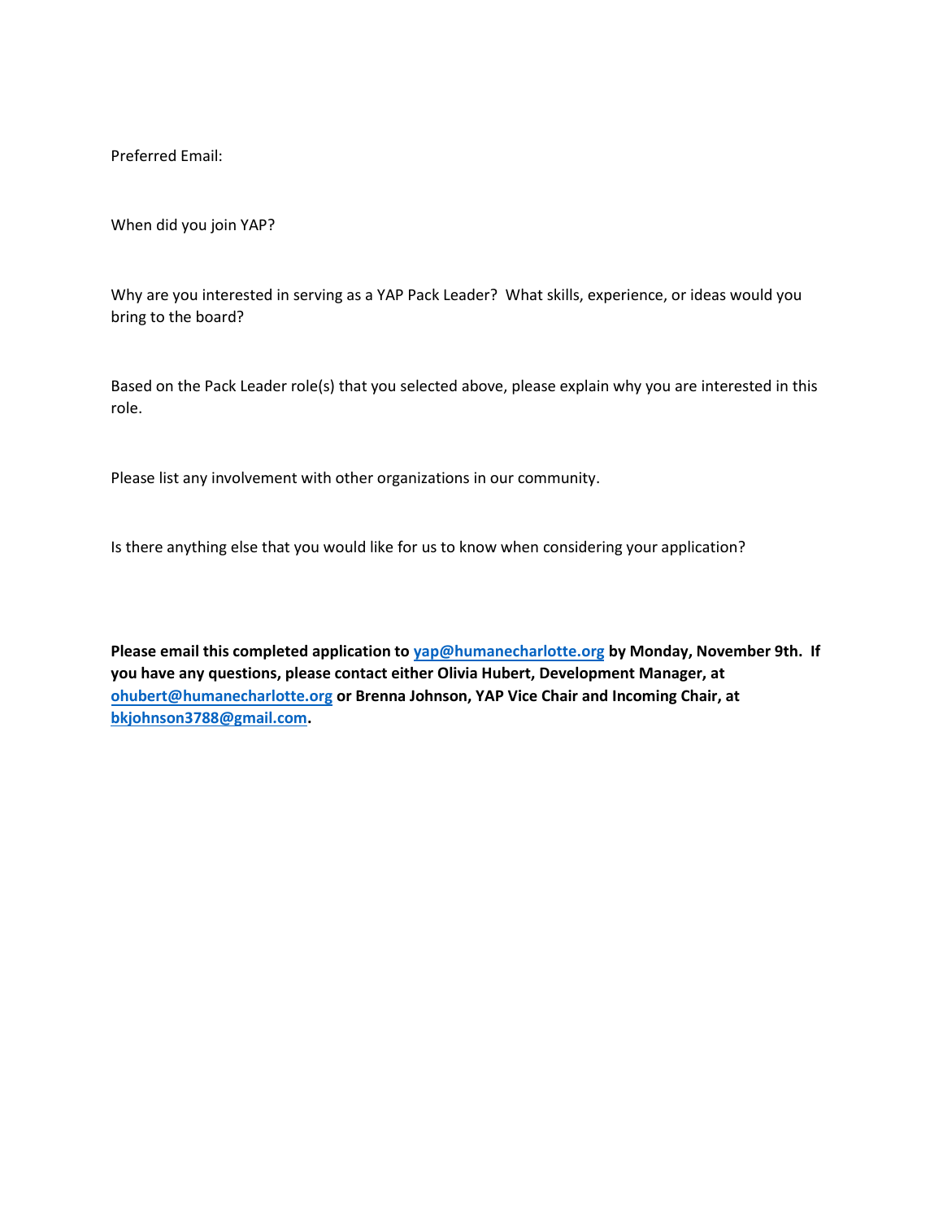Preferred Email:

When did you join YAP?

Why are you interested in serving as a YAP Pack Leader? What skills, experience, or ideas would you bring to the board?

Based on the Pack Leader role(s) that you selected above, please explain why you are interested in this role.

Please list any involvement with other organizations in our community.

Is there anything else that you would like for us to know when considering your application?

**Please email this completed application to yap@humanecharlotte.org by Monday, November 9th. If you have any questions, please contact either Olivia Hubert, Development Manager, at ohubert@humanecharlotte.org or Brenna Johnson, YAP Vice Chair and Incoming Chair, at bkjohnson3788@gmail.com.**